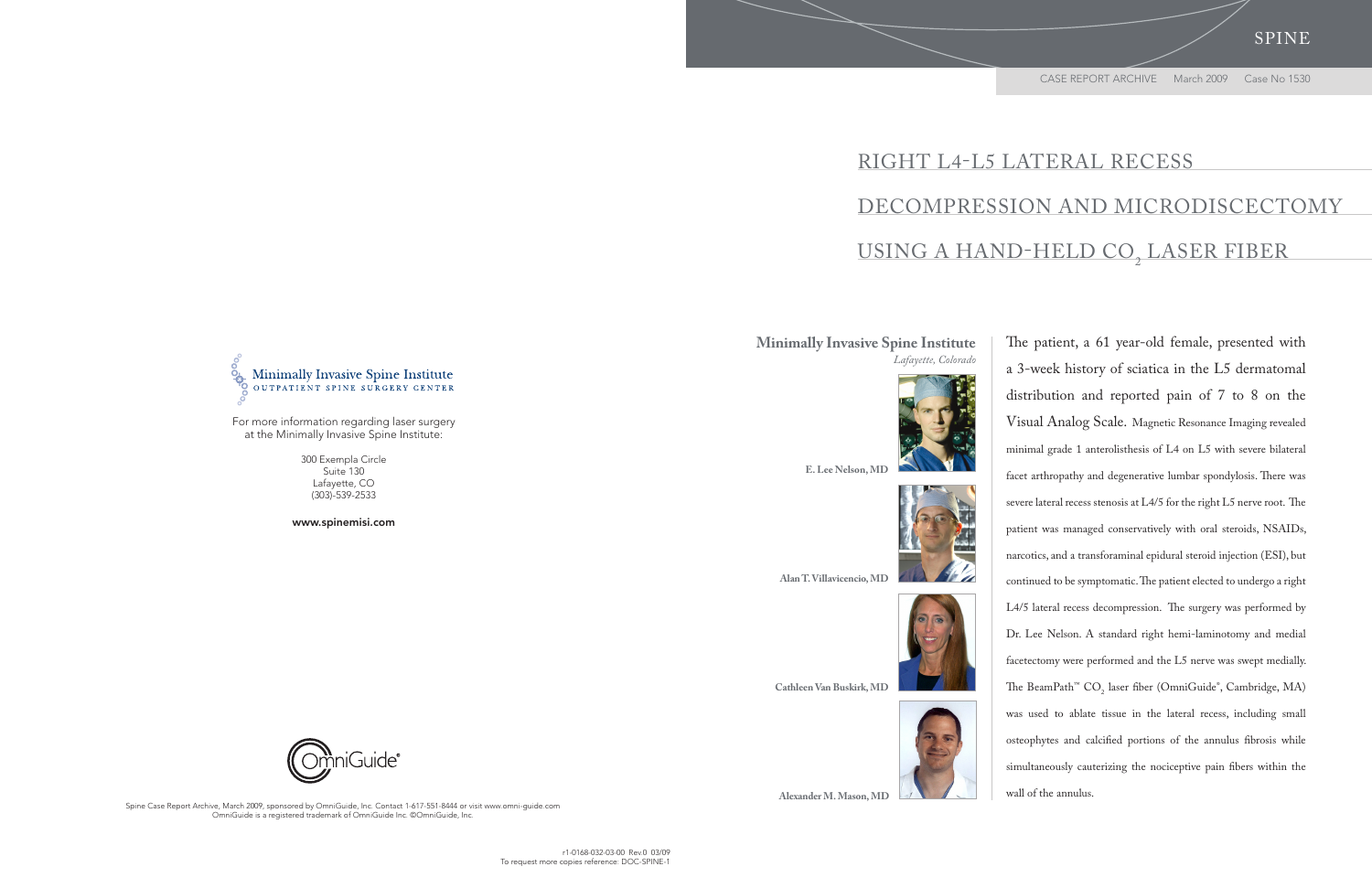SPINE

CASE REPORT ARCHIVE March 2009 Case No 1530

# RIGHT L4-L5 LATERAL RECESS DECOMPRESSION AND MICRODISCECTOMY USING A HAND-HELD $CO_2$ LASER FIBER

**Minimally Invasive Spine Institute**
*Lafayette, Colorado*

**E. Lee Nelson, MD**

**Alan T. Villavicencio, MD**

**Cathleen Van Buskirk, MD**

**Alexander M. Mason, MD**

The patient, a 61 year-old female, presented with a 3-week history of sciatica in the L5 dermatomal distribution and reported pain of 7 to 8 on the Visual Analog Scale. Magnetic Resonance Imaging revealed minimal grade 1 anterolisthesis of L4 on L5 with severe bilateral facet arthropathy and degenerative lumbar spondylosis. There was severe lateral recess stenosis at L4/5 for the right L5 nerve root. The patient was managed conservatively with oral steroids, NSAIDs, narcotics, and a transforaminal epidural steroid injection (ESI), but continued to be symptomatic. The patient elected to undergo a right L4/5 lateral recess decompression. The surgery was performed by Dr. Lee Nelson. A standard right hemi-laminotomy and medial facetectomy were performed and the L5 nerve was swept medially. The BeamPath™ $CO_2$ laser fiber (OmniGuide®, Cambridge, MA) was used to ablate tissue in the lateral recess, including small osteophytes and calcified portions of the annulus fibrosis while simultaneously cauterizing the nociceptive pain fibers within the wall of the annulus.

Minimally Invasive Spine Institute
OUTPATIENT SPINE SURGERY CENTER

For more information regarding laser surgery at the Minimally Invasive Spine Institute:

300 Exempla Circle
Suite 130
Lafayette, CO
(303)-539-2533

**www.spinemisi.com**

OmniGuide®

Spine Case Report Archive, March 2009, sponsored by OmniGuide, Inc. Contact 1-617-551-8444 or visit www.omni-guide.com
OmniGuide is a registered trademark of OmniGuide Inc. ©OmniGuide, Inc.

r1-0168-032-03-00 Rev.0 03/09
To request more copies reference: DOC-SPINE-1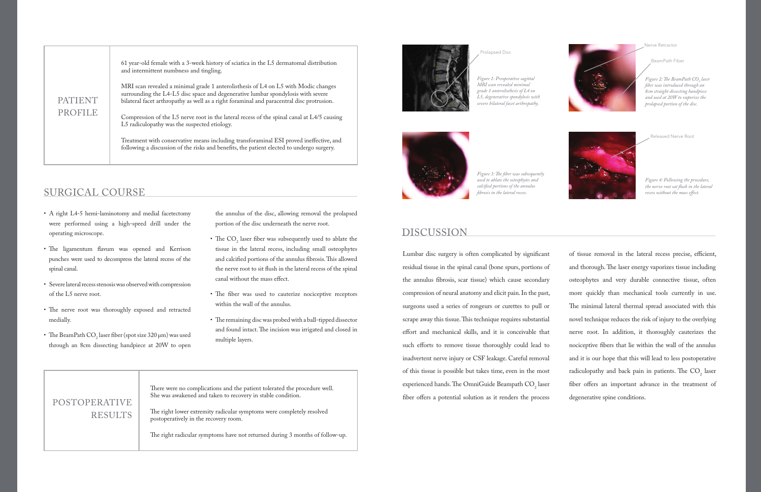## PATIENT PROFILE

61 year-old female with a 3-week history of sciatica in the L5 dermatomal distribution and intermittent numbness and tingling.

MRI scan revealed a minimal grade 1 anterolisthesis of L4 on L5 with Modic changes surrounding the L4-L5 disc space and degenerative lumbar spondylosis with severe bilateral facet arthropathy as well as a right foraminal and paracentral disc protrusion.

Compression of the L5 nerve root in the lateral recess of the spinal canal at L4/5 causing L5 radiculopathy was the suspected etiology.

Treatment with conservative means including transforaminal ESI proved ineffective, and following a discussion of the risks and benefits, the patient elected to undergo surgery.

## SURGICAL COURSE

- A right L4-5 hemi-laminotomy and medial facetectomy were performed using a high-speed drill under the operating microscope.
- The ligamentum flavum was opened and Kerrison punches were used to decompress the lateral recess of the spinal canal.
- Severe lateral recess stenosis was observed with compression of the L5 nerve root.
- The nerve root was thoroughly exposed and retracted medially.
- The BeamPath $CO_2$ laser fiber (spot size 320 µm) was used through an 8cm dissecting handpiece at 20W to open the annulus of the disc, allowing removal the prolapsed portion of the disc underneath the nerve root.
- The $CO_2$ laser fiber was subsequently used to ablate the tissue in the lateral recess, including small osteophytes and calcified portions of the annulus fibrosis. This allowed the nerve root to sit flush in the lateral recess of the spinal canal without the mass effect.
- The fiber was used to cauterize nociceptive receptors within the wall of the annulus.
- The remaining disc was probed with a ball-tipped dissector and found intact. The incision was irrigated and closed in multiple layers.

## POSTOPERATIVE RESULTS

There were no complications and the patient tolerated the procedure well. She was awakened and taken to recovery in stable condition.

The right lower extremity radicular symptoms were completely resolved postoperatively in the recovery room.

The right radicular symptoms have not returned during 3 months of follow-up.

Prolapsed Disc

*Figure 1: Preoperative sagittal MRI scan revealed minimal grade 1 anterolisthesis of L4 on L5, degenerative spondylosis with severe bilateral facet arthropathy.*

Nerve Retractor

BeamPath Fiber

*Figure 2: The BeamPath $CO_2$ laser fiber was introduced through an 8cm straight dissecting handpiece and used at 20W to vaporize the prolapsed portion of the disc.*

*Figure 3: The fiber was subsequently used to ablate the osteophytes and calcified portions of the annulus fibrosis in the lateral recess.*

Released Nerve Root

*Figure 4: Following the procedure, the nerve root sat flush in the lateral recess without the mass effect.*

## DISCUSSION

Lumbar disc surgery is often complicated by significant residual tissue in the spinal canal (bone spurs, portions of the annulus fibrosis, scar tissue) which cause secondary compression of neural anatomy and elicit pain. In the past, surgeons used a series of rongeurs or curettes to pull or scrape away this tissue. This technique requires substantial effort and mechanical skills, and it is conceivable that such efforts to remove tissue thoroughly could lead to inadvertent nerve injury or CSF leakage. Careful removal of this tissue is possible but takes time, even in the most experienced hands. The OmniGuide Beampath $CO_2$ laser fiber offers a potential solution as it renders the process of tissue removal in the lateral recess precise, efficient, and thorough. The laser energy vaporizes tissue including osteophytes and very durable connective tissue, often more quickly than mechanical tools currently in use. The minimal lateral thermal spread associated with this novel technique reduces the risk of injury to the overlying nerve root. In addition, it thoroughly cauterizes the nociceptive fibers that lie within the wall of the annulus and it is our hope that this will lead to less postoperative radiculopathy and back pain in patients. The $CO_2$ laser fiber offers an important advance in the treatment of degenerative spine conditions.